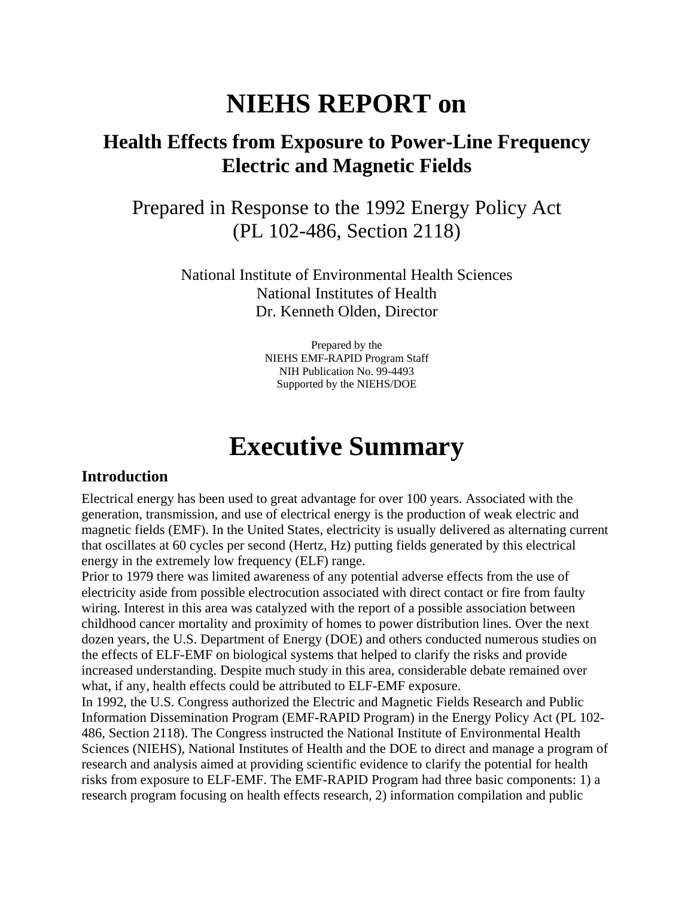# NIEHS REPORT on

## Health Effects from Exposure to Power-Line Frequency Electric and Magnetic Fields

Prepared in Response to the 1992 Energy Policy Act
(PL 102-486, Section 2118)

National Institute of Environmental Health Sciences
National Institutes of Health
Dr. Kenneth Olden, Director

Prepared by the
NIEHS EMF-RAPID Program Staff
NIH Publication No. 99-4493
Supported by the NIEHS/DOE

# Executive Summary

### Introduction

Electrical energy has been used to great advantage for over 100 years. Associated with the generation, transmission, and use of electrical energy is the production of weak electric and magnetic fields (EMF). In the United States, electricity is usually delivered as alternating current that oscillates at 60 cycles per second (Hertz, Hz) putting fields generated by this electrical energy in the extremely low frequency (ELF) range.

Prior to 1979 there was limited awareness of any potential adverse effects from the use of electricity aside from possible electrocution associated with direct contact or fire from faulty wiring. Interest in this area was catalyzed with the report of a possible association between childhood cancer mortality and proximity of homes to power distribution lines. Over the next dozen years, the U.S. Department of Energy (DOE) and others conducted numerous studies on the effects of ELF-EMF on biological systems that helped to clarify the risks and provide increased understanding. Despite much study in this area, considerable debate remained over what, if any, health effects could be attributed to ELF-EMF exposure.

In 1992, the U.S. Congress authorized the Electric and Magnetic Fields Research and Public Information Dissemination Program (EMF-RAPID Program) in the Energy Policy Act (PL 102-486, Section 2118). The Congress instructed the National Institute of Environmental Health Sciences (NIEHS), National Institutes of Health and the DOE to direct and manage a program of research and analysis aimed at providing scientific evidence to clarify the potential for health risks from exposure to ELF-EMF. The EMF-RAPID Program had three basic components: 1) a research program focusing on health effects research, 2) information compilation and public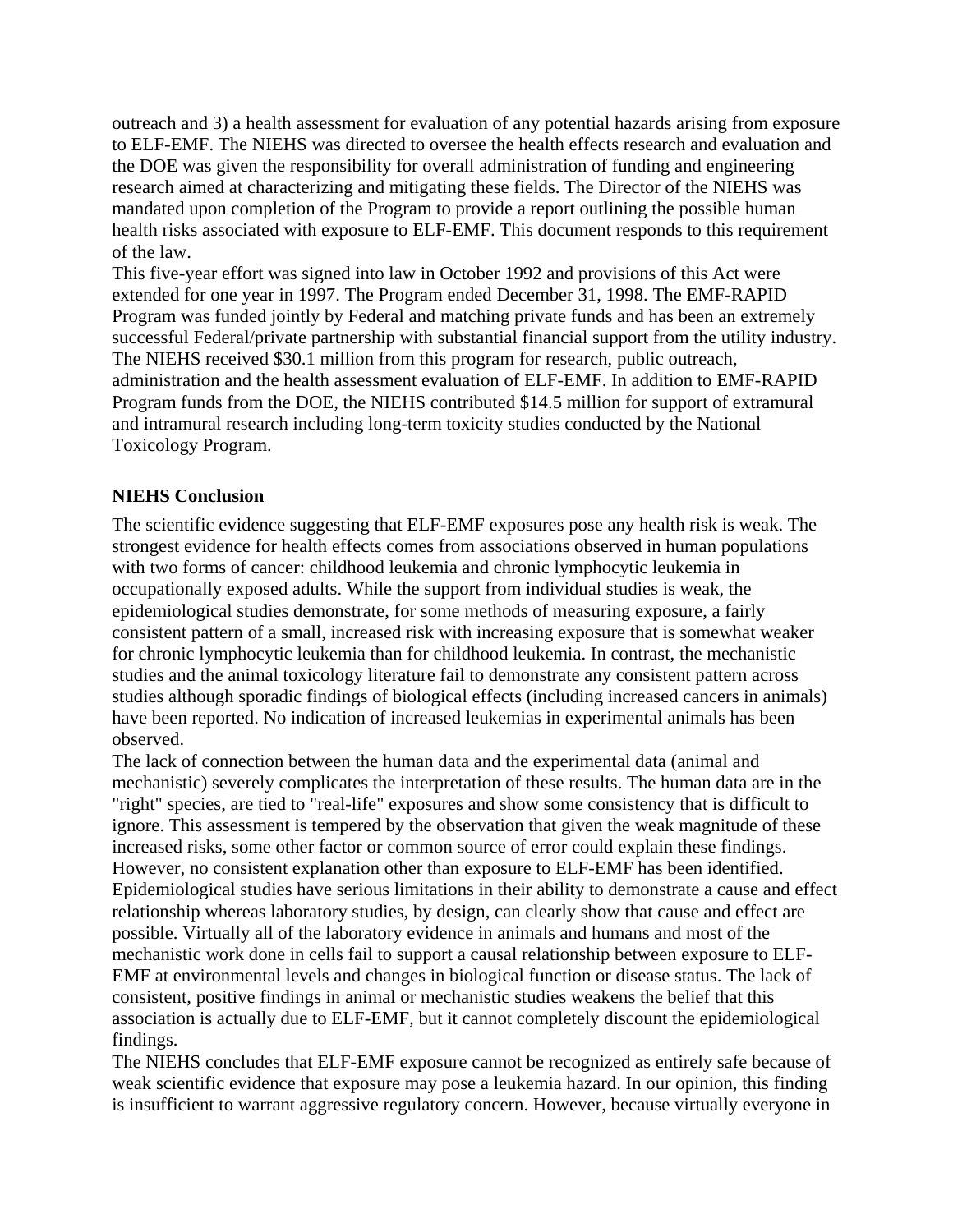outreach and 3) a health assessment for evaluation of any potential hazards arising from exposure to ELF-EMF. The NIEHS was directed to oversee the health effects research and evaluation and the DOE was given the responsibility for overall administration of funding and engineering research aimed at characterizing and mitigating these fields. The Director of the NIEHS was mandated upon completion of the Program to provide a report outlining the possible human health risks associated with exposure to ELF-EMF. This document responds to this requirement of the law.

This five-year effort was signed into law in October 1992 and provisions of this Act were extended for one year in 1997. The Program ended December 31, 1998. The EMF-RAPID Program was funded jointly by Federal and matching private funds and has been an extremely successful Federal/private partnership with substantial financial support from the utility industry. The NIEHS received $30.1 million from this program for research, public outreach, administration and the health assessment evaluation of ELF-EMF. In addition to EMF-RAPID Program funds from the DOE, the NIEHS contributed $14.5 million for support of extramural and intramural research including long-term toxicity studies conducted by the National Toxicology Program.

**NIEHS Conclusion**

The scientific evidence suggesting that ELF-EMF exposures pose any health risk is weak. The strongest evidence for health effects comes from associations observed in human populations with two forms of cancer: childhood leukemia and chronic lymphocytic leukemia in occupationally exposed adults. While the support from individual studies is weak, the epidemiological studies demonstrate, for some methods of measuring exposure, a fairly consistent pattern of a small, increased risk with increasing exposure that is somewhat weaker for chronic lymphocytic leukemia than for childhood leukemia. In contrast, the mechanistic studies and the animal toxicology literature fail to demonstrate any consistent pattern across studies although sporadic findings of biological effects (including increased cancers in animals) have been reported. No indication of increased leukemias in experimental animals has been observed.

The lack of connection between the human data and the experimental data (animal and mechanistic) severely complicates the interpretation of these results. The human data are in the "right" species, are tied to "real-life" exposures and show some consistency that is difficult to ignore. This assessment is tempered by the observation that given the weak magnitude of these increased risks, some other factor or common source of error could explain these findings. However, no consistent explanation other than exposure to ELF-EMF has been identified. Epidemiological studies have serious limitations in their ability to demonstrate a cause and effect relationship whereas laboratory studies, by design, can clearly show that cause and effect are possible. Virtually all of the laboratory evidence in animals and humans and most of the mechanistic work done in cells fail to support a causal relationship between exposure to ELF-EMF at environmental levels and changes in biological function or disease status. The lack of consistent, positive findings in animal or mechanistic studies weakens the belief that this association is actually due to ELF-EMF, but it cannot completely discount the epidemiological findings.

The NIEHS concludes that ELF-EMF exposure cannot be recognized as entirely safe because of weak scientific evidence that exposure may pose a leukemia hazard. In our opinion, this finding is insufficient to warrant aggressive regulatory concern. However, because virtually everyone in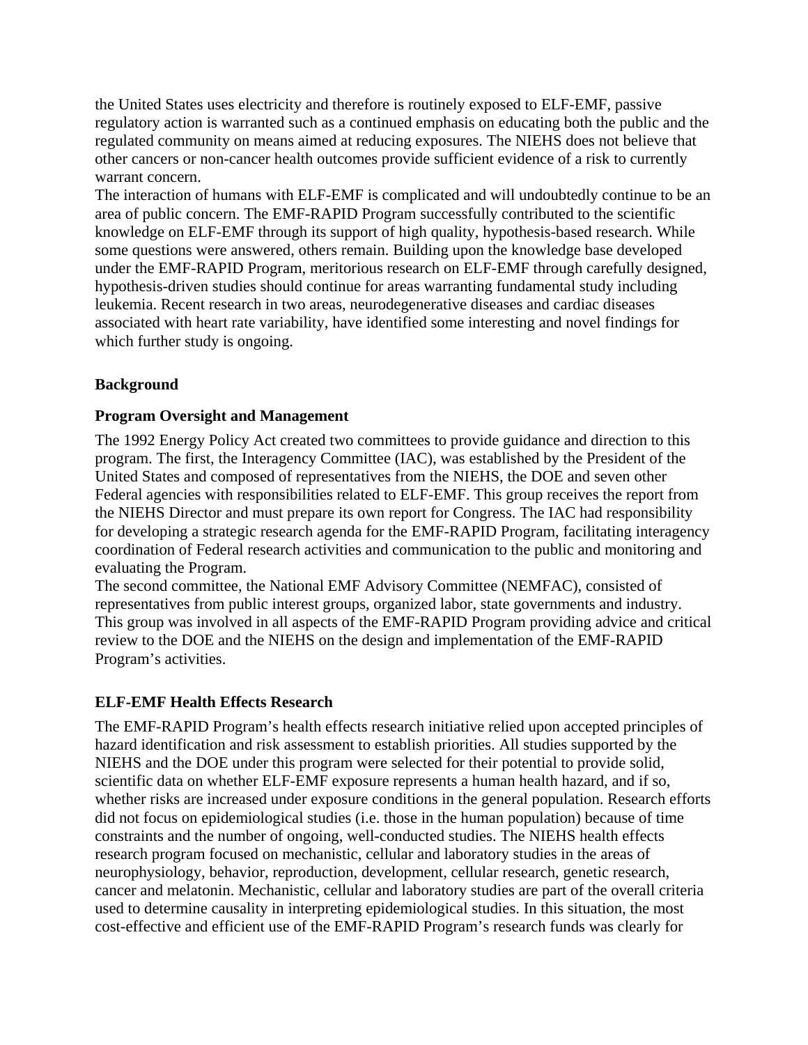the United States uses electricity and therefore is routinely exposed to ELF-EMF, passive regulatory action is warranted such as a continued emphasis on educating both the public and the regulated community on means aimed at reducing exposures. The NIEHS does not believe that other cancers or non-cancer health outcomes provide sufficient evidence of a risk to currently warrant concern.

The interaction of humans with ELF-EMF is complicated and will undoubtedly continue to be an area of public concern. The EMF-RAPID Program successfully contributed to the scientific knowledge on ELF-EMF through its support of high quality, hypothesis-based research. While some questions were answered, others remain. Building upon the knowledge base developed under the EMF-RAPID Program, meritorious research on ELF-EMF through carefully designed, hypothesis-driven studies should continue for areas warranting fundamental study including leukemia. Recent research in two areas, neurodegenerative diseases and cardiac diseases associated with heart rate variability, have identified some interesting and novel findings for which further study is ongoing.

## Background

### Program Oversight and Management

The 1992 Energy Policy Act created two committees to provide guidance and direction to this program. The first, the Interagency Committee (IAC), was established by the President of the United States and composed of representatives from the NIEHS, the DOE and seven other Federal agencies with responsibilities related to ELF-EMF. This group receives the report from the NIEHS Director and must prepare its own report for Congress. The IAC had responsibility for developing a strategic research agenda for the EMF-RAPID Program, facilitating interagency coordination of Federal research activities and communication to the public and monitoring and evaluating the Program.

The second committee, the National EMF Advisory Committee (NEMFAC), consisted of representatives from public interest groups, organized labor, state governments and industry. This group was involved in all aspects of the EMF-RAPID Program providing advice and critical review to the DOE and the NIEHS on the design and implementation of the EMF-RAPID Program's activities.

### ELF-EMF Health Effects Research

The EMF-RAPID Program's health effects research initiative relied upon accepted principles of hazard identification and risk assessment to establish priorities. All studies supported by the NIEHS and the DOE under this program were selected for their potential to provide solid, scientific data on whether ELF-EMF exposure represents a human health hazard, and if so, whether risks are increased under exposure conditions in the general population. Research efforts did not focus on epidemiological studies (i.e. those in the human population) because of time constraints and the number of ongoing, well-conducted studies. The NIEHS health effects research program focused on mechanistic, cellular and laboratory studies in the areas of neurophysiology, behavior, reproduction, development, cellular research, genetic research, cancer and melatonin. Mechanistic, cellular and laboratory studies are part of the overall criteria used to determine causality in interpreting epidemiological studies. In this situation, the most cost-effective and efficient use of the EMF-RAPID Program's research funds was clearly for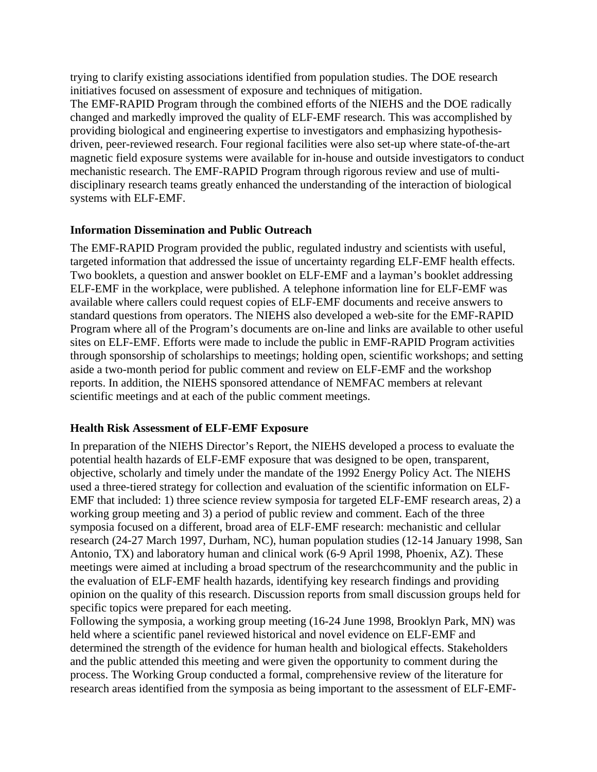trying to clarify existing associations identified from population studies. The DOE research initiatives focused on assessment of exposure and techniques of mitigation.

The EMF-RAPID Program through the combined efforts of the NIEHS and the DOE radically changed and markedly improved the quality of ELF-EMF research. This was accomplished by providing biological and engineering expertise to investigators and emphasizing hypothesis-driven, peer-reviewed research. Four regional facilities were also set-up where state-of-the-art magnetic field exposure systems were available for in-house and outside investigators to conduct mechanistic research. The EMF-RAPID Program through rigorous review and use of multi-disciplinary research teams greatly enhanced the understanding of the interaction of biological systems with ELF-EMF.

**Information Dissemination and Public Outreach**

The EMF-RAPID Program provided the public, regulated industry and scientists with useful, targeted information that addressed the issue of uncertainty regarding ELF-EMF health effects. Two booklets, a question and answer booklet on ELF-EMF and a layman's booklet addressing ELF-EMF in the workplace, were published. A telephone information line for ELF-EMF was available where callers could request copies of ELF-EMF documents and receive answers to standard questions from operators. The NIEHS also developed a web-site for the EMF-RAPID Program where all of the Program's documents are on-line and links are available to other useful sites on ELF-EMF. Efforts were made to include the public in EMF-RAPID Program activities through sponsorship of scholarships to meetings; holding open, scientific workshops; and setting aside a two-month period for public comment and review on ELF-EMF and the workshop reports. In addition, the NIEHS sponsored attendance of NEMFAC members at relevant scientific meetings and at each of the public comment meetings.

**Health Risk Assessment of ELF-EMF Exposure**

In preparation of the NIEHS Director's Report, the NIEHS developed a process to evaluate the potential health hazards of ELF-EMF exposure that was designed to be open, transparent, objective, scholarly and timely under the mandate of the 1992 Energy Policy Act. The NIEHS used a three-tiered strategy for collection and evaluation of the scientific information on ELF-EMF that included: 1) three science review symposia for targeted ELF-EMF research areas, 2) a working group meeting and 3) a period of public review and comment. Each of the three symposia focused on a different, broad area of ELF-EMF research: mechanistic and cellular research (24-27 March 1997, Durham, NC), human population studies (12-14 January 1998, San Antonio, TX) and laboratory human and clinical work (6-9 April 1998, Phoenix, AZ). These meetings were aimed at including a broad spectrum of the researchcommunity and the public in the evaluation of ELF-EMF health hazards, identifying key research findings and providing opinion on the quality of this research. Discussion reports from small discussion groups held for specific topics were prepared for each meeting.

Following the symposia, a working group meeting (16-24 June 1998, Brooklyn Park, MN) was held where a scientific panel reviewed historical and novel evidence on ELF-EMF and determined the strength of the evidence for human health and biological effects. Stakeholders and the public attended this meeting and were given the opportunity to comment during the process. The Working Group conducted a formal, comprehensive review of the literature for research areas identified from the symposia as being important to the assessment of ELF-EMF-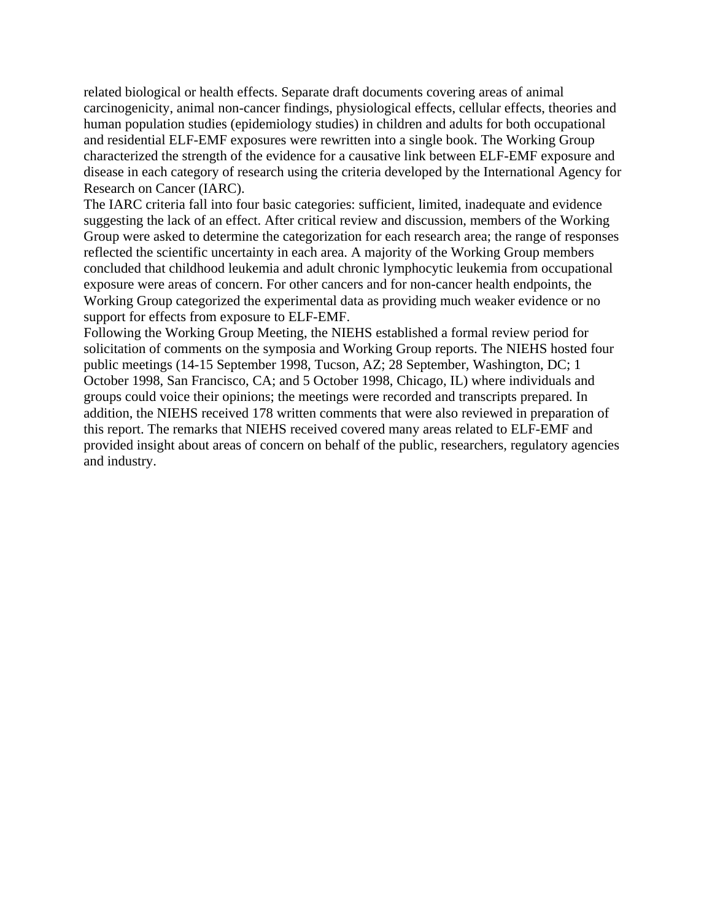related biological or health effects. Separate draft documents covering areas of animal carcinogenicity, animal non-cancer findings, physiological effects, cellular effects, theories and human population studies (epidemiology studies) in children and adults for both occupational and residential ELF-EMF exposures were rewritten into a single book. The Working Group characterized the strength of the evidence for a causative link between ELF-EMF exposure and disease in each category of research using the criteria developed by the International Agency for Research on Cancer (IARC).

The IARC criteria fall into four basic categories: sufficient, limited, inadequate and evidence suggesting the lack of an effect. After critical review and discussion, members of the Working Group were asked to determine the categorization for each research area; the range of responses reflected the scientific uncertainty in each area. A majority of the Working Group members concluded that childhood leukemia and adult chronic lymphocytic leukemia from occupational exposure were areas of concern. For other cancers and for non-cancer health endpoints, the Working Group categorized the experimental data as providing much weaker evidence or no support for effects from exposure to ELF-EMF.

Following the Working Group Meeting, the NIEHS established a formal review period for solicitation of comments on the symposia and Working Group reports. The NIEHS hosted four public meetings (14-15 September 1998, Tucson, AZ; 28 September, Washington, DC; 1 October 1998, San Francisco, CA; and 5 October 1998, Chicago, IL) where individuals and groups could voice their opinions; the meetings were recorded and transcripts prepared. In addition, the NIEHS received 178 written comments that were also reviewed in preparation of this report. The remarks that NIEHS received covered many areas related to ELF-EMF and provided insight about areas of concern on behalf of the public, researchers, regulatory agencies and industry.